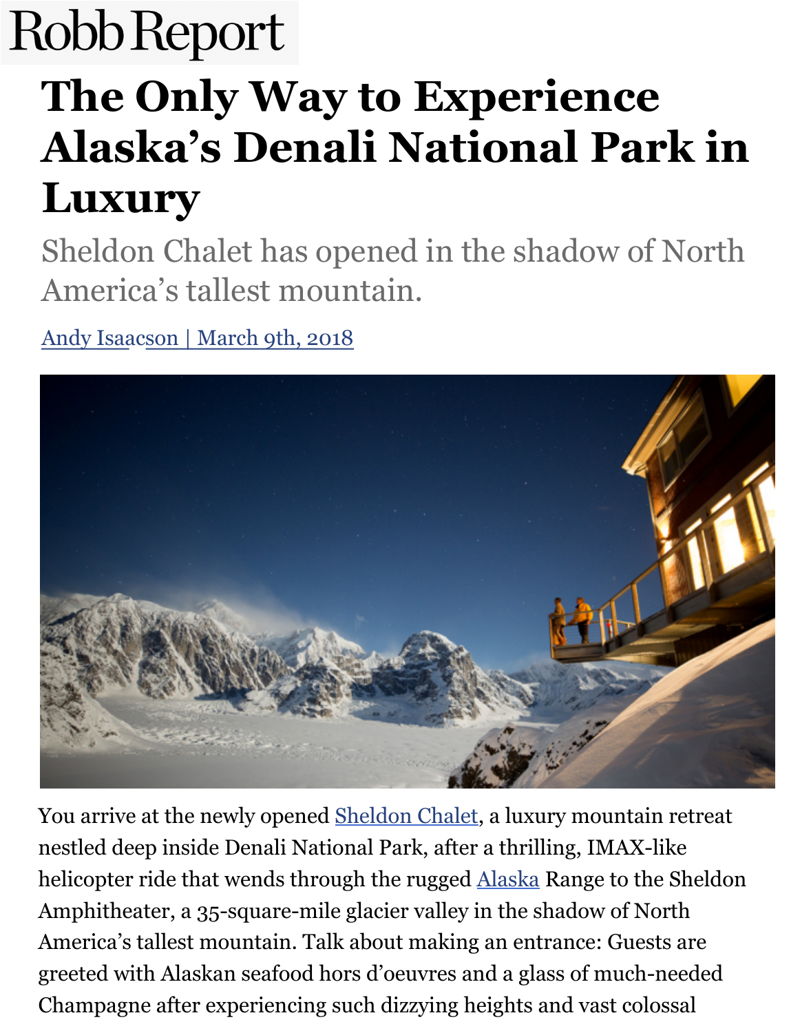Robb Report

# The Only Way to Experience Alaska's Denali National Park in Luxury

Sheldon Chalet has opened in the shadow of North America's tallest mountain.

Andy Isaacson | March 9th, 2018

You arrive at the newly opened Sheldon Chalet, a luxury mountain retreat nestled deep inside Denali National Park, after a thrilling, IMAX-like helicopter ride that wends through the rugged Alaska Range to the Sheldon Amphitheater, a 35-square-mile glacier valley in the shadow of North America's tallest mountain. Talk about making an entrance: Guests are greeted with Alaskan seafood hors d'oeuvres and a glass of much-needed Champagne after experiencing such dizzying heights and vast colossal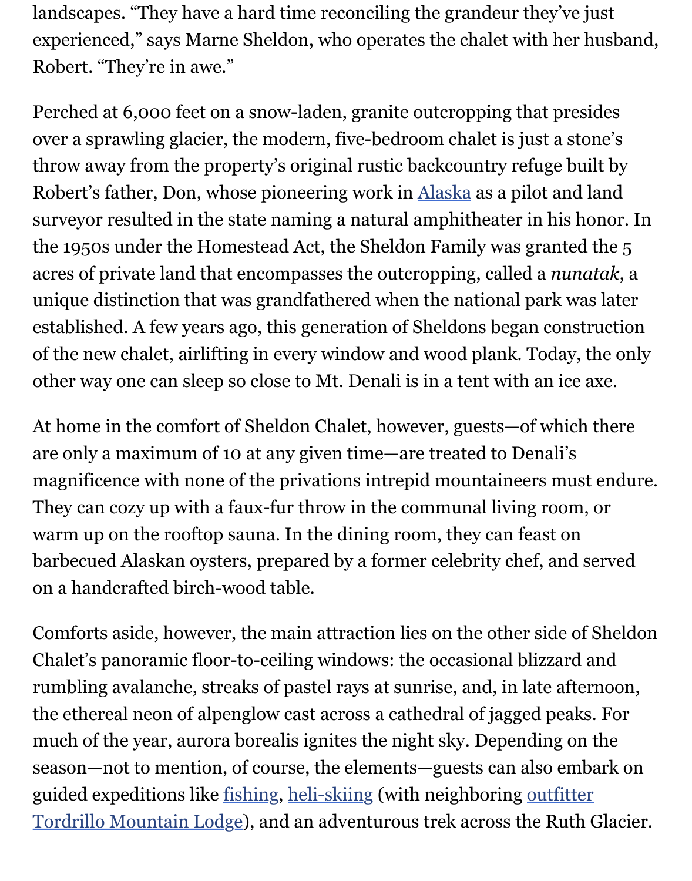landscapes. “They have a hard time reconciling the grandeur they’ve just experienced,” says Marne Sheldon, who operates the chalet with her husband, Robert. “They’re in awe.”

Perched at 6,000 feet on a snow-laden, granite outcropping that presides over a sprawling glacier, the modern, five-bedroom chalet is just a stone’s throw away from the property’s original rustic backcountry refuge built by Robert’s father, Don, whose pioneering work in Alaska as a pilot and land surveyor resulted in the state naming a natural amphitheater in his honor. In the 1950s under the Homestead Act, the Sheldon Family was granted the 5 acres of private land that encompasses the outcropping, called a *nunatak*, a unique distinction that was grandfathered when the national park was later established. A few years ago, this generation of Sheldons began construction of the new chalet, airlifting in every window and wood plank. Today, the only other way one can sleep so close to Mt. Denali is in a tent with an ice axe.

At home in the comfort of Sheldon Chalet, however, guests—of which there are only a maximum of 10 at any given time—are treated to Denali’s magnificence with none of the privations intrepid mountaineers must endure. They can cozy up with a faux-fur throw in the communal living room, or warm up on the rooftop sauna. In the dining room, they can feast on barbecued Alaskan oysters, prepared by a former celebrity chef, and served on a handcrafted birch-wood table.

Comforts aside, however, the main attraction lies on the other side of Sheldon Chalet’s panoramic floor-to-ceiling windows: the occasional blizzard and rumbling avalanche, streaks of pastel rays at sunrise, and, in late afternoon, the ethereal neon of alpenglow cast across a cathedral of jagged peaks. For much of the year, aurora borealis ignites the night sky. Depending on the season—not to mention, of course, the elements—guests can also embark on guided expeditions like fishing, heli-skiing (with neighboring outfitter Tordrillo Mountain Lodge), and an adventurous trek across the Ruth Glacier.